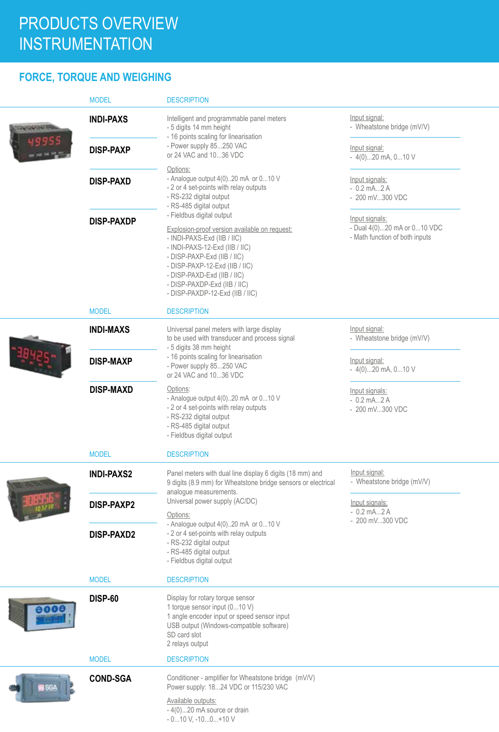# PRODUCTS OVERVIEW INSTRUMENTATION

## FORCE, TORQUE AND WEIGHING

| MODEL | DESCRIPTION | |
|---|---|---|
| **INDI-PAXS** | Intelligent and programmable panel meters<br>- 5 digits 14 mm height<br>- 16 points scaling for linearisation<br>- Power supply 85...250 VAC<br>or 24 VAC and 10...36 VDC | Input signal:<br>- Wheatstone bridge (mV/V) |
| **DISP-PAXP** | | Input signal:<br>- 4(0)...20 mA, 0...10 V |
| **DISP-PAXD** | Options:<br>- Analogue output 4(0)..20 mA or 0...10 V<br>- 2 or 4 set-points with relay outputs<br>- RS-232 digital output<br>- RS-485 digital output<br>- Fieldbus digital output | Input signals:<br>- 0.2 mA...2 A<br>- 200 mV...300 VDC |
| **DISP-PAXDP** | Explosion-proof version available on request:<br>- INDI-PAXS-Exd (IIB / IIC)<br>- INDI-PAXS-12-Exd (IIB / IIC)<br>- DISP-PAXP-Exd (IIB / IIC)<br>- DISP-PAXP-12-Exd (IIB / IIC)<br>- DISP-PAXD-Exd (IIB / IIC)<br>- DISP-PAXDP-Exd (IIB / IIC)<br>- DISP-PAXDP-12-Exd (IIB / IIC) | Input signals:<br>- Dual 4(0)...20 mA or 0...10 VDC<br>- Math function of both inputs |

| MODEL | DESCRIPTION | |
|---|---|---|
| **INDI-MAXS** | Universal panel meters with large display to be used with transducer and process signal<br>- 5 digits 38 mm height<br>- 16 points scaling for linearisation<br>- Power supply 85...250 VAC<br>or 24 VAC and 10...36 VDC | Input signal:<br>- Wheatstone bridge (mV/V) |
| **DISP-MAXP** | | Input signal:<br>- 4(0)...20 mA, 0...10 V |
| **DISP-MAXD** | Options:<br>- Analogue output 4(0)..20 mA or 0...10 V<br>- 2 or 4 set-points with relay outputs<br>- RS-232 digital output<br>- RS-485 digital output<br>- Fieldbus digital output | Input signals:<br>- 0.2 mA...2 A<br>- 200 mV...300 VDC |

| MODEL | DESCRIPTION | |
|---|---|---|
| **INDI-PAXS2** | Panel meters with dual line display 6 digits (18 mm) and 9 digits (8.9 mm) for Wheatstone bridge sensors or electrical analogue measurements.<br>Universal power supply (AC/DC) | Input signal:<br>- Wheatstone bridge (mV/V) |
| **DISP-PAXP2** | Options:<br>- Analogue output 4(0)..20 mA or 0...10 V<br>- 2 or 4 set-points with relay outputs<br>- RS-232 digital output<br>- RS-485 digital output<br>- Fieldbus digital output | Input signals:<br>- 0.2 mA...2 A<br>- 200 mV...300 VDC |
| **DISP-PAXD2** | | |

| MODEL | DESCRIPTION |
|---|---|
| **DISP-60** | Display for rotary torque sensor<br>1 torque sensor input (0...10 V)<br>1 angle encoder input or speed sensor input<br>USB output (Windows-compatible software)<br>SD card slot<br>2 relays output |

| MODEL | DESCRIPTION |
|---|---|
| **COND-SGA** | Conditioner - amplifier for Wheatstone bridge (mV/V)<br>Power supply: 18...24 VDC or 115/230 VAC<br><br>Available outputs:<br>- 4(0)...20 mA source or drain<br>- 0...10 V, -10...0...+10 V |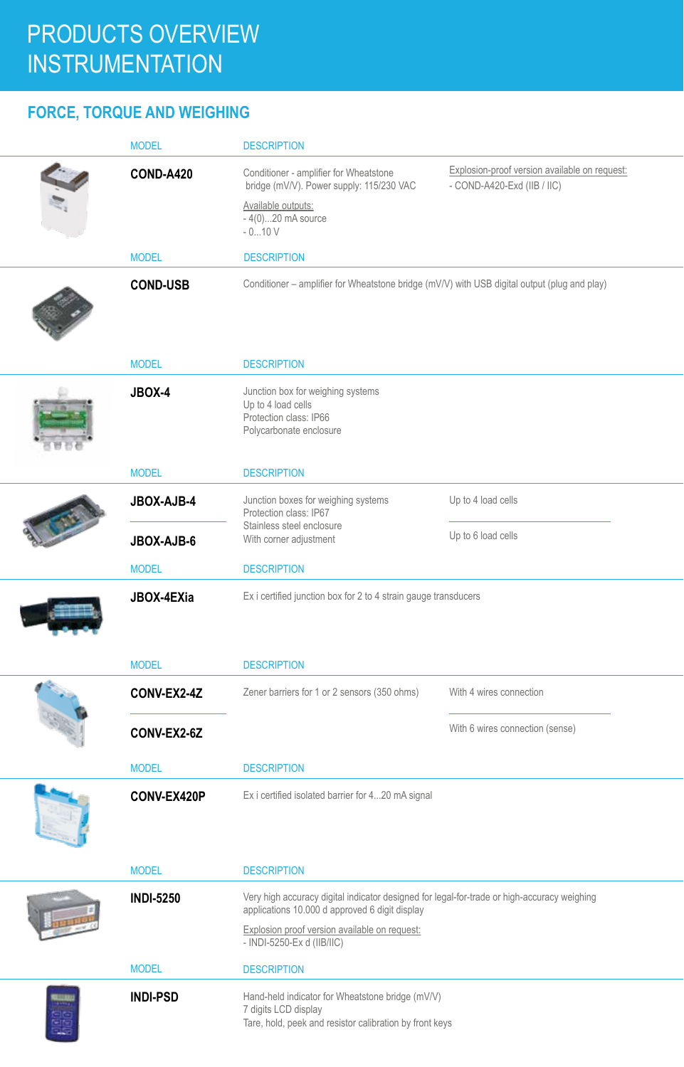# PRODUCTS OVERVIEW INSTRUMENTATION

## FORCE, TORQUE AND WEIGHING

| MODEL | DESCRIPTION | |
|---|---|---|
| **COND-A420** | Conditioner - amplifier for Wheatstone bridge (mV/V). Power supply: 115/230 VAC<br><br>Available outputs:<br>- 4(0)...20 mA source<br>- 0...10 V | Explosion-proof version available on request:<br>- COND-A420-Exd (IIB / IIC) |

| MODEL | DESCRIPTION |
|---|---|
| **COND-USB** | Conditioner – amplifier for Wheatstone bridge (mV/V) with USB digital output (plug and play) |

| MODEL | DESCRIPTION |
|---|---|
| **JBOX-4** | Junction box for weighing systems<br>Up to 4 load cells<br>Protection class: IP66<br>Polycarbonate enclosure |

| MODEL | DESCRIPTION | |
|---|---|---|
| **JBOX-AJB-4** | Junction boxes for weighing systems<br>Protection class: IP67<br>Stainless steel enclosure<br>With corner adjustment | Up to 4 load cells |
| **JBOX-AJB-6** | | Up to 6 load cells |

| MODEL | DESCRIPTION |
|---|---|
| **JBOX-4EXia** | Ex i certified junction box for 2 to 4 strain gauge transducers |

| MODEL | DESCRIPTION | |
|---|---|---|
| **CONV-EX2-4Z** | Zener barriers for 1 or 2 sensors (350 ohms) | With 4 wires connection |
| **CONV-EX2-6Z** | | With 6 wires connection (sense) |

| MODEL | DESCRIPTION |
|---|---|
| **CONV-EX420P** | Ex i certified isolated barrier for 4...20 mA signal |

| MODEL | DESCRIPTION |
|---|---|
| **INDI-5250** | Very high accuracy digital indicator designed for legal-for-trade or high-accuracy weighing applications 10.000 d approved 6 digit display<br><br>Explosion proof version available on request:<br>- INDI-5250-Ex d (IIB/IIC) |

| MODEL | DESCRIPTION |
|---|---|
| **INDI-PSD** | Hand-held indicator for Wheatstone bridge (mV/V)<br>7 digits LCD display<br>Tare, hold, peek and resistor calibration by front keys |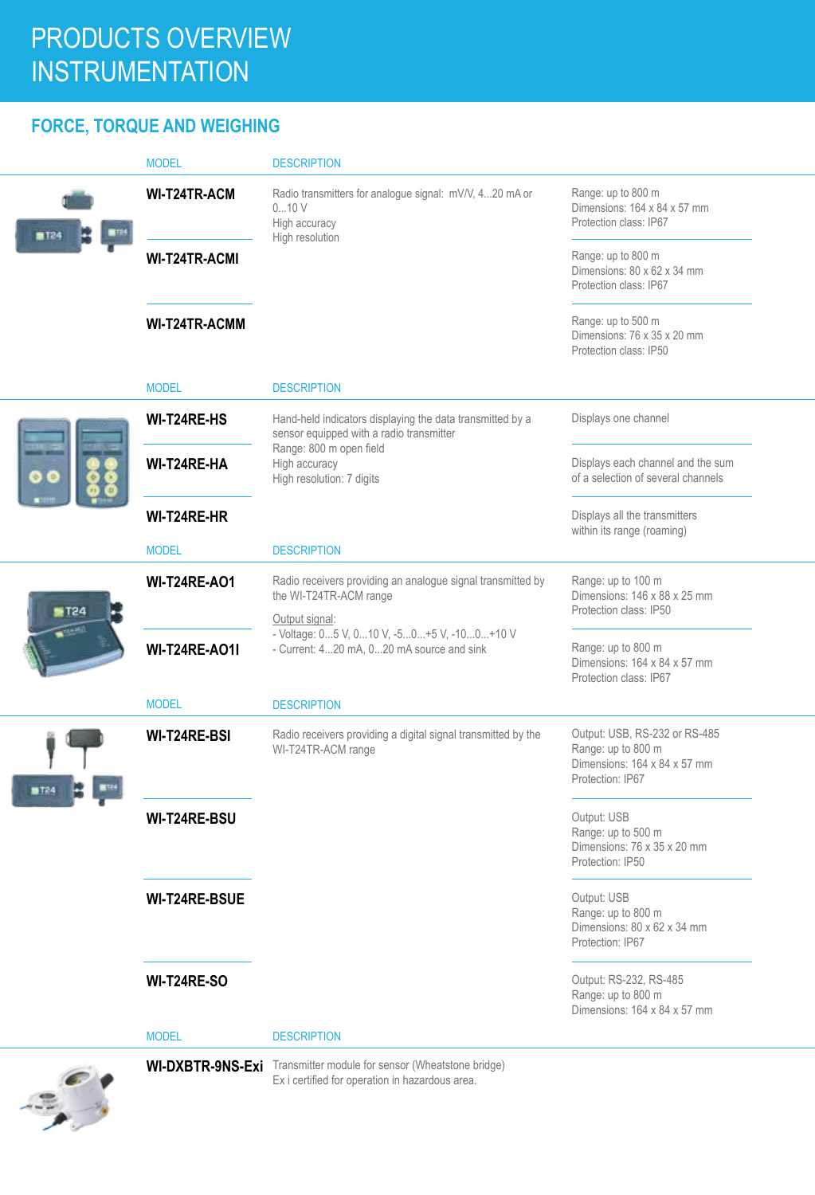# PRODUCTS OVERVIEW INSTRUMENTATION

## FORCE, TORQUE AND WEIGHING

| MODEL | DESCRIPTION | |
|---|---|---|
| **WI-T24TR-ACM** | Radio transmitters for analogue signal: mV/V, 4...20 mA or 0...10 V<br>High accuracy<br>High resolution | Range: up to 800 m<br>Dimensions: 164 x 84 x 57 mm<br>Protection class: IP67 |
| **WI-T24TR-ACMI** | | Range: up to 800 m<br>Dimensions: 80 x 62 x 34 mm<br>Protection class: IP67 |
| **WI-T24TR-ACMM** | | Range: up to 500 m<br>Dimensions: 76 x 35 x 20 mm<br>Protection class: IP50 |

| MODEL | DESCRIPTION | |
|---|---|---|
| **WI-T24RE-HS** | Hand-held indicators displaying the data transmitted by a sensor equipped with a radio transmitter<br>Range: 800 m open field<br>High accuracy<br>High resolution: 7 digits | Displays one channel |
| **WI-T24RE-HA** | | Displays each channel and the sum of a selection of several channels |
| **WI-T24RE-HR** | | Displays all the transmitters within its range (roaming) |

| MODEL | DESCRIPTION | |
|---|---|---|
| **WI-T24RE-AO1** | Radio receivers providing an analogue signal transmitted by the WI-T24TR-ACM range<br>Output signal:<br>- Voltage: 0...5 V, 0...10 V, -5...0...+5 V, -10...0...+10 V<br>- Current: 4...20 mA, 0...20 mA source and sink | Range: up to 100 m<br>Dimensions: 146 x 88 x 25 mm<br>Protection class: IP50 |
| **WI-T24RE-AO1I** | | Range: up to 800 m<br>Dimensions: 164 x 84 x 57 mm<br>Protection class: IP67 |

| MODEL | DESCRIPTION | |
|---|---|---|
| **WI-T24RE-BSI** | Radio receivers providing a digital signal transmitted by the WI-T24TR-ACM range | Output: USB, RS-232 or RS-485<br>Range: up to 800 m<br>Dimensions: 164 x 84 x 57 mm<br>Protection: IP67 |
| **WI-T24RE-BSU** | | Output: USB<br>Range: up to 500 m<br>Dimensions: 76 x 35 x 20 mm<br>Protection: IP50 |
| **WI-T24RE-BSUE** | | Output: USB<br>Range: up to 800 m<br>Dimensions: 80 x 62 x 34 mm<br>Protection: IP67 |
| **WI-T24RE-SO** | | Output: RS-232, RS-485<br>Range: up to 800 m<br>Dimensions: 164 x 84 x 57 mm |

| MODEL | DESCRIPTION |
|---|---|
| **WI-DXBTR-9NS-Exi** | Transmitter module for sensor (Wheatstone bridge)<br>Ex i certified for operation in hazardous area. |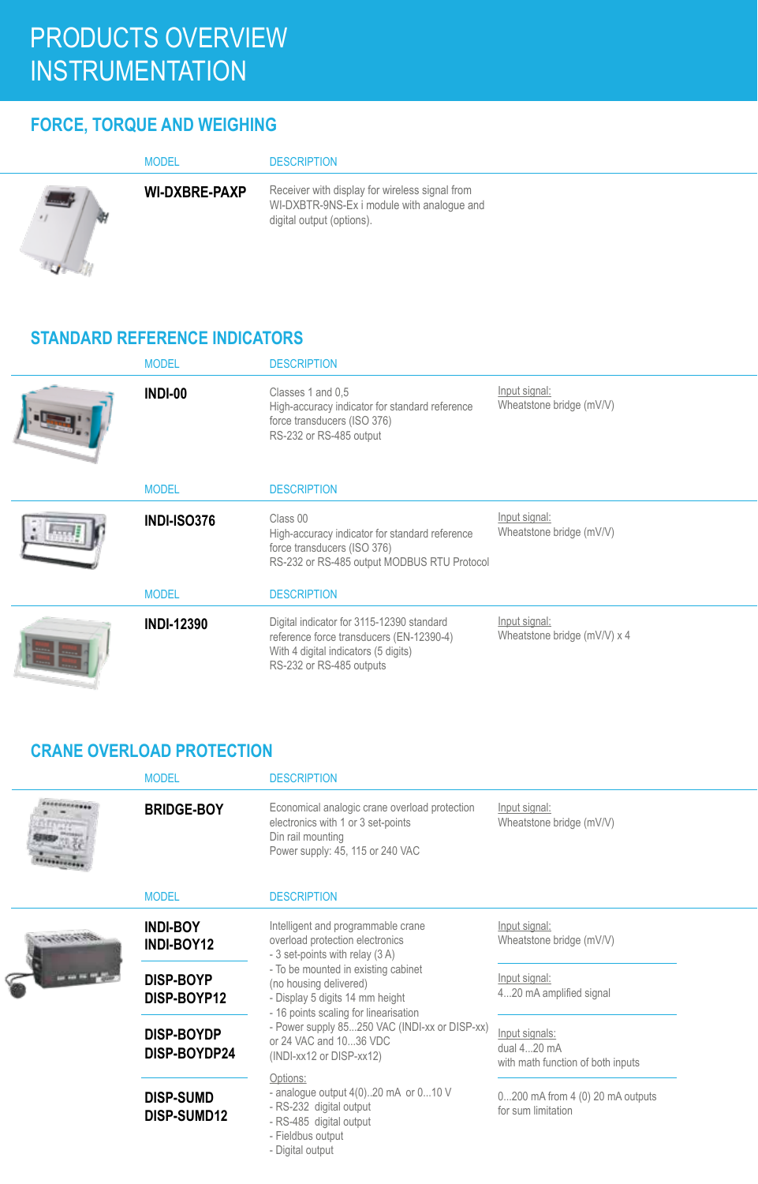# PRODUCTS OVERVIEW INSTRUMENTATION

## FORCE, TORQUE AND WEIGHING

| MODEL | DESCRIPTION |
|---|---|
| **WI-DXBRE-PAXP** | Receiver with display for wireless signal from WI-DXBTR-9NS-Ex i module with analogue and digital output (options). |

## STANDARD REFERENCE INDICATORS

| MODEL | DESCRIPTION | |
|---|---|---|
| **INDI-00** | Classes 1 and 0,5<br>High-accuracy indicator for standard reference force transducers (ISO 376)<br>RS-232 or RS-485 output | Input signal:<br>Wheatstone bridge (mV/V) |

| MODEL | DESCRIPTION | |
|---|---|---|
| **INDI-ISO376** | Class 00<br>High-accuracy indicator for standard reference force transducers (ISO 376)<br>RS-232 or RS-485 output MODBUS RTU Protocol | Input signal:<br>Wheatstone bridge (mV/V) |

| MODEL | DESCRIPTION | |
|---|---|---|
| **INDI-12390** | Digital indicator for 3115-12390 standard reference force transducers (EN-12390-4)<br>With 4 digital indicators (5 digits)<br>RS-232 or RS-485 outputs | Input signal:<br>Wheatstone bridge (mV/V) x 4 |

## CRANE OVERLOAD PROTECTION

| MODEL | DESCRIPTION | |
|---|---|---|
| **BRIDGE-BOY** | Economical analogic crane overload protection electronics with 1 or 3 set-points<br>Din rail mounting<br>Power supply: 45, 115 or 240 VAC | Input signal:<br>Wheatstone bridge (mV/V) |

| MODEL | DESCRIPTION | |
|---|---|---|
| **INDI-BOY**<br>**INDI-BOY12** | Intelligent and programmable crane overload protection electronics<br>- 3 set-points with relay (3 A)<br>- To be mounted in existing cabinet (no housing delivered)<br>- Display 5 digits 14 mm height<br>- 16 points scaling for linearisation<br>- Power supply 85...250 VAC (INDI-xx or DISP-xx) or 24 VAC and 10...36 VDC (INDI-xx12 or DISP-xx12)<br><br>Options:<br>- analogue output 4(0)..20 mA or 0...10 V<br>- RS-232 digital output<br>- RS-485 digital output<br>- Fieldbus output<br>- Digital output | Input signal:<br>Wheatstone bridge (mV/V) |
| **DISP-BOYP**<br>**DISP-BOYP12** | | Input signal:<br>4...20 mA amplified signal |
| **DISP-BOYDP**<br>**DISP-BOYDP24** | | Input signals:<br>dual 4...20 mA<br>with math function of both inputs |
| **DISP-SUMD**<br>**DISP-SUMD12** | | 0...200 mA from 4 (0) 20 mA outputs for sum limitation |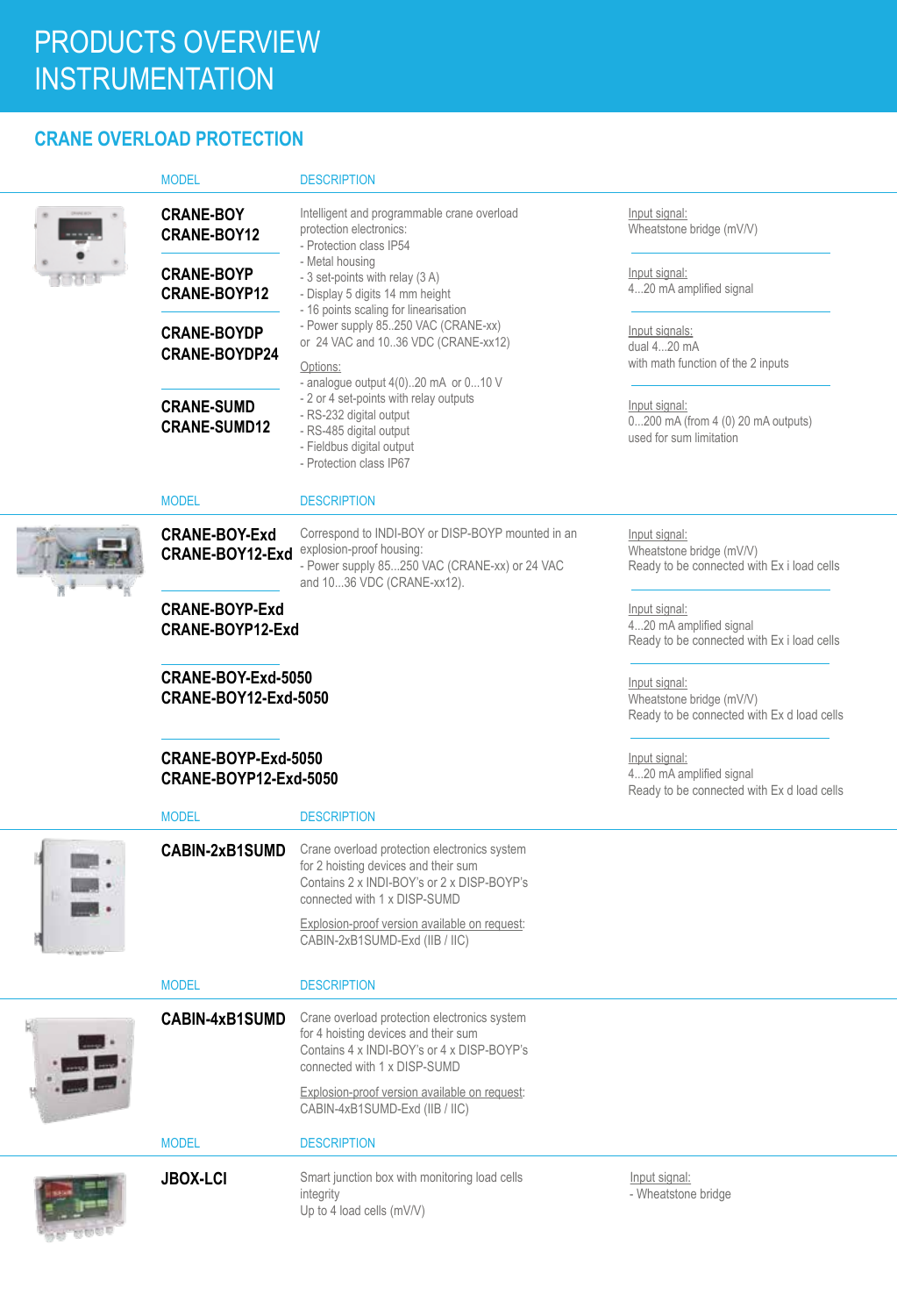# PRODUCTS OVERVIEW INSTRUMENTATION

## CRANE OVERLOAD PROTECTION

| MODEL | DESCRIPTION | |
|---|---|---|
| **CRANE-BOY**<br>**CRANE-BOY12** | Intelligent and programmable crane overload protection electronics:<br>- Protection class IP54<br>- Metal housing<br>- 3 set-points with relay (3 A)<br>- Display 5 digits 14 mm height<br>- 16 points scaling for linearisation<br>- Power supply 85..250 VAC (CRANE-xx) or 24 VAC and 10..36 VDC (CRANE-xx12)<br><br>Options:<br>- analogue output 4(0)..20 mA or 0...10 V<br>- 2 or 4 set-points with relay outputs<br>- RS-232 digital output<br>- RS-485 digital output<br>- Fieldbus digital output<br>- Protection class IP67 | Input signal:<br>Wheatstone bridge (mV/V) |
| **CRANE-BOYP**<br>**CRANE-BOYP12** | | Input signal:<br>4...20 mA amplified signal |
| **CRANE-BOYDP**<br>**CRANE-BOYDP24** | | Input signals:<br>dual 4...20 mA<br>with math function of the 2 inputs |
| **CRANE-SUMD**<br>**CRANE-SUMD12** | | Input signal:<br>0...200 mA (from 4 (0) 20 mA outputs)<br>used for sum limitation |

| MODEL | DESCRIPTION | |
|---|---|---|
| **CRANE-BOY-Exd**<br>**CRANE-BOY12-Exd** | Correspond to INDI-BOY or DISP-BOYP mounted in an explosion-proof housing:<br>- Power supply 85...250 VAC (CRANE-xx) or 24 VAC and 10...36 VDC (CRANE-xx12). | Input signal:<br>Wheatstone bridge (mV/V)<br>Ready to be connected with Ex i load cells |
| **CRANE-BOYP-Exd**<br>**CRANE-BOYP12-Exd** | | Input signal:<br>4...20 mA amplified signal<br>Ready to be connected with Ex i load cells |
| **CRANE-BOY-Exd-5050**<br>**CRANE-BOY12-Exd-5050** | | Input signal:<br>Wheatstone bridge (mV/V)<br>Ready to be connected with Ex d load cells |
| **CRANE-BOYP-Exd-5050**<br>**CRANE-BOYP12-Exd-5050** | | Input signal:<br>4...20 mA amplified signal<br>Ready to be connected with Ex d load cells |

| MODEL | DESCRIPTION |
|---|---|
| **CABIN-2xB1SUMD** | Crane overload protection electronics system for 2 hoisting devices and their sum<br>Contains 2 x INDI-BOY's or 2 x DISP-BOYP's connected with 1 x DISP-SUMD<br><br>Explosion-proof version available on request:<br>CABIN-2xB1SUMD-Exd (IIB / IIC) |

| MODEL | DESCRIPTION |
|---|---|
| **CABIN-4xB1SUMD** | Crane overload protection electronics system for 4 hoisting devices and their sum<br>Contains 4 x INDI-BOY's or 4 x DISP-BOYP's connected with 1 x DISP-SUMD<br><br>Explosion-proof version available on request:<br>CABIN-4xB1SUMD-Exd (IIB / IIC) |

| MODEL | DESCRIPTION | |
|---|---|---|
| **JBOX-LCI** | Smart junction box with monitoring load cells integrity<br>Up to 4 load cells (mV/V) | Input signal:<br>- Wheatstone bridge |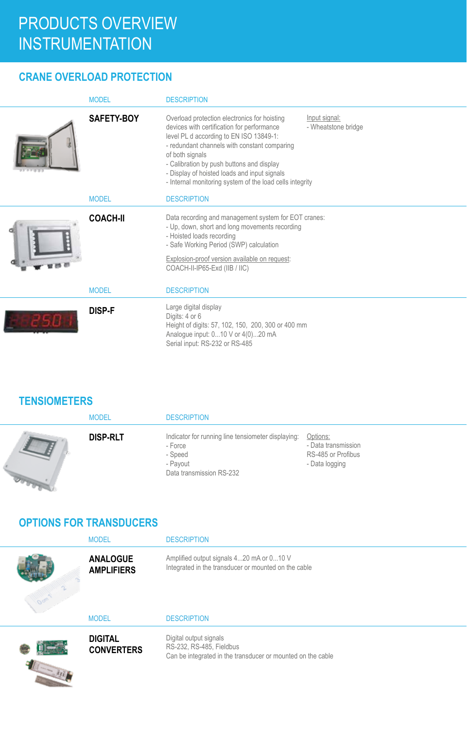# PRODUCTS OVERVIEW INSTRUMENTATION

## CRANE OVERLOAD PROTECTION

| MODEL | DESCRIPTION |
|---|---|
| **SAFETY-BOY** | Overload protection electronics for hoisting devices with certification for performance level PL d according to EN ISO 13849-1:<br>- redundant channels with constant comparing of both signals<br>- Calibration by push buttons and display<br>- Display of hoisted loads and input signals<br>- Internal monitoring system of the load cells integrity<br><br>Input signal:<br>- Wheatstone bridge |

| MODEL | DESCRIPTION |
|---|---|
| **COACH-II** | Data recording and management system for EOT cranes:<br>- Up, down, short and long movements recording<br>- Hoisted loads recording<br>- Safe Working Period (SWP) calculation<br><br>Explosion-proof version available on request:<br>COACH-II-IP65-Exd (IIB / IIC) |

| MODEL | DESCRIPTION |
|---|---|
| **DISP-F** | Large digital display<br>Digits: 4 or 6<br>Height of digits: 57, 102, 150, 200, 300 or 400 mm<br>Analogue input: 0...10 V or 4(0)...20 mA<br>Serial input: RS-232 or RS-485 |

## TENSIOMETERS

| MODEL | DESCRIPTION |
|---|---|
| **DISP-RLT** | Indicator for running line tensiometer displaying:<br>- Force<br>- Speed<br>- Payout<br>Data transmission RS-232<br><br>Options:<br>- Data transmission RS-485 or Profibus<br>- Data logging |

## OPTIONS FOR TRANSDUCERS

| MODEL | DESCRIPTION |
|---|---|
| **ANALOGUE AMPLIFIERS** | Amplified output signals 4...20 mA or 0...10 V<br>Integrated in the transducer or mounted on the cable |

| MODEL | DESCRIPTION |
|---|---|
| **DIGITAL CONVERTERS** | Digital output signals<br>RS-232, RS-485, Fieldbus<br>Can be integrated in the transducer or mounted on the cable |